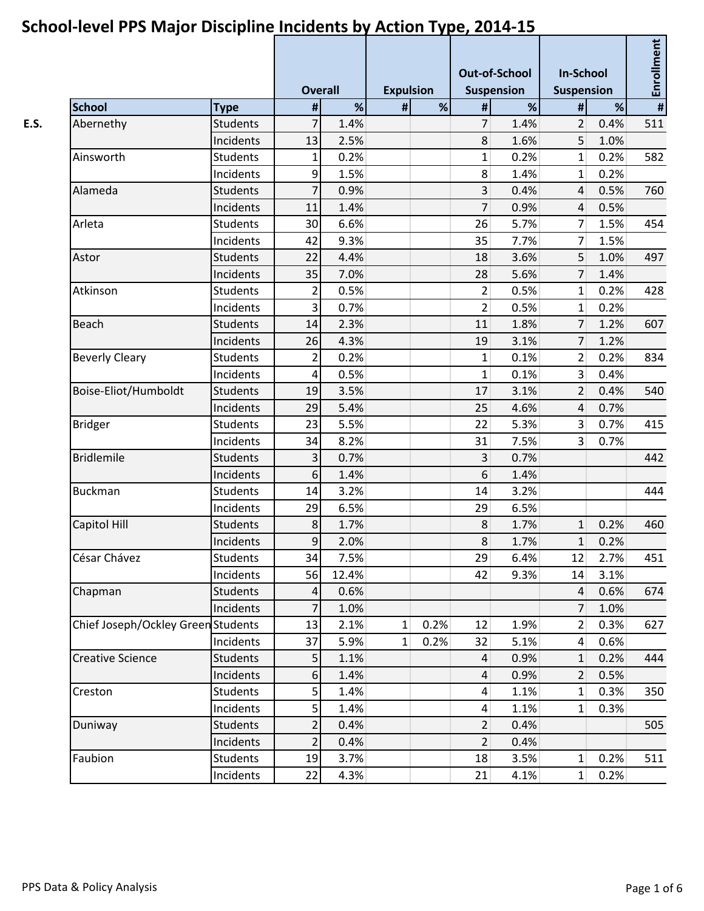# School-level PPS Major Discipline Incidents by Action Type, 2014-15

| | School | Type | Overall | | Expulsion | | Out-of-School Suspension | | In-School Suspension | | Enrollment |
|---|---|---|---|---|---|---|---|---|---|---|---|
| | | | # | % | # | % | # | % | # | % | # |
| E.S. | Abernethy | Students | 7 | 1.4% | | | 7 | 1.4% | 2 | 0.4% | 511 |
| | | Incidents | 13 | 2.5% | | | 8 | 1.6% | 5 | 1.0% | |
| | Ainsworth | Students | 1 | 0.2% | | | 1 | 0.2% | 1 | 0.2% | 582 |
| | | Incidents | 9 | 1.5% | | | 8 | 1.4% | 1 | 0.2% | |
| | Alameda | Students | 7 | 0.9% | | | 3 | 0.4% | 4 | 0.5% | 760 |
| | | Incidents | 11 | 1.4% | | | 7 | 0.9% | 4 | 0.5% | |
| | Arleta | Students | 30 | 6.6% | | | 26 | 5.7% | 7 | 1.5% | 454 |
| | | Incidents | 42 | 9.3% | | | 35 | 7.7% | 7 | 1.5% | |
| | Astor | Students | 22 | 4.4% | | | 18 | 3.6% | 5 | 1.0% | 497 |
| | | Incidents | 35 | 7.0% | | | 28 | 5.6% | 7 | 1.4% | |
| | Atkinson | Students | 2 | 0.5% | | | 2 | 0.5% | 1 | 0.2% | 428 |
| | | Incidents | 3 | 0.7% | | | 2 | 0.5% | 1 | 0.2% | |
| | Beach | Students | 14 | 2.3% | | | 11 | 1.8% | 7 | 1.2% | 607 |
| | | Incidents | 26 | 4.3% | | | 19 | 3.1% | 7 | 1.2% | |
| | Beverly Cleary | Students | 2 | 0.2% | | | 1 | 0.1% | 2 | 0.2% | 834 |
| | | Incidents | 4 | 0.5% | | | 1 | 0.1% | 3 | 0.4% | |
| | Boise-Eliot/Humboldt | Students | 19 | 3.5% | | | 17 | 3.1% | 2 | 0.4% | 540 |
| | | Incidents | 29 | 5.4% | | | 25 | 4.6% | 4 | 0.7% | |
| | Bridger | Students | 23 | 5.5% | | | 22 | 5.3% | 3 | 0.7% | 415 |
| | | Incidents | 34 | 8.2% | | | 31 | 7.5% | 3 | 0.7% | |
| | Bridlemile | Students | 3 | 0.7% | | | 3 | 0.7% | | | 442 |
| | | Incidents | 6 | 1.4% | | | 6 | 1.4% | | | |
| | Buckman | Students | 14 | 3.2% | | | 14 | 3.2% | | | 444 |
| | | Incidents | 29 | 6.5% | | | 29 | 6.5% | | | |
| | Capitol Hill | Students | 8 | 1.7% | | | 8 | 1.7% | 1 | 0.2% | 460 |
| | | Incidents | 9 | 2.0% | | | 8 | 1.7% | 1 | 0.2% | |
| | César Chávez | Students | 34 | 7.5% | | | 29 | 6.4% | 12 | 2.7% | 451 |
| | | Incidents | 56 | 12.4% | | | 42 | 9.3% | 14 | 3.1% | |
| | Chapman | Students | 4 | 0.6% | | | | | 4 | 0.6% | 674 |
| | | Incidents | 7 | 1.0% | | | | | 7 | 1.0% | |
| | Chief Joseph/Ockley Green | Students | 13 | 2.1% | 1 | 0.2% | 12 | 1.9% | 2 | 0.3% | 627 |
| | | Incidents | 37 | 5.9% | 1 | 0.2% | 32 | 5.1% | 4 | 0.6% | |
| | Creative Science | Students | 5 | 1.1% | | | 4 | 0.9% | 1 | 0.2% | 444 |
| | | Incidents | 6 | 1.4% | | | 4 | 0.9% | 2 | 0.5% | |
| | Creston | Students | 5 | 1.4% | | | 4 | 1.1% | 1 | 0.3% | 350 |
| | | Incidents | 5 | 1.4% | | | 4 | 1.1% | 1 | 0.3% | |
| | Duniway | Students | 2 | 0.4% | | | 2 | 0.4% | | | 505 |
| | | Incidents | 2 | 0.4% | | | 2 | 0.4% | | | |
| | Faubion | Students | 19 | 3.7% | | | 18 | 3.5% | 1 | 0.2% | 511 |
| | | Incidents | 22 | 4.3% | | | 21 | 4.1% | 1 | 0.2% | |

PPS Data & Policy Analysis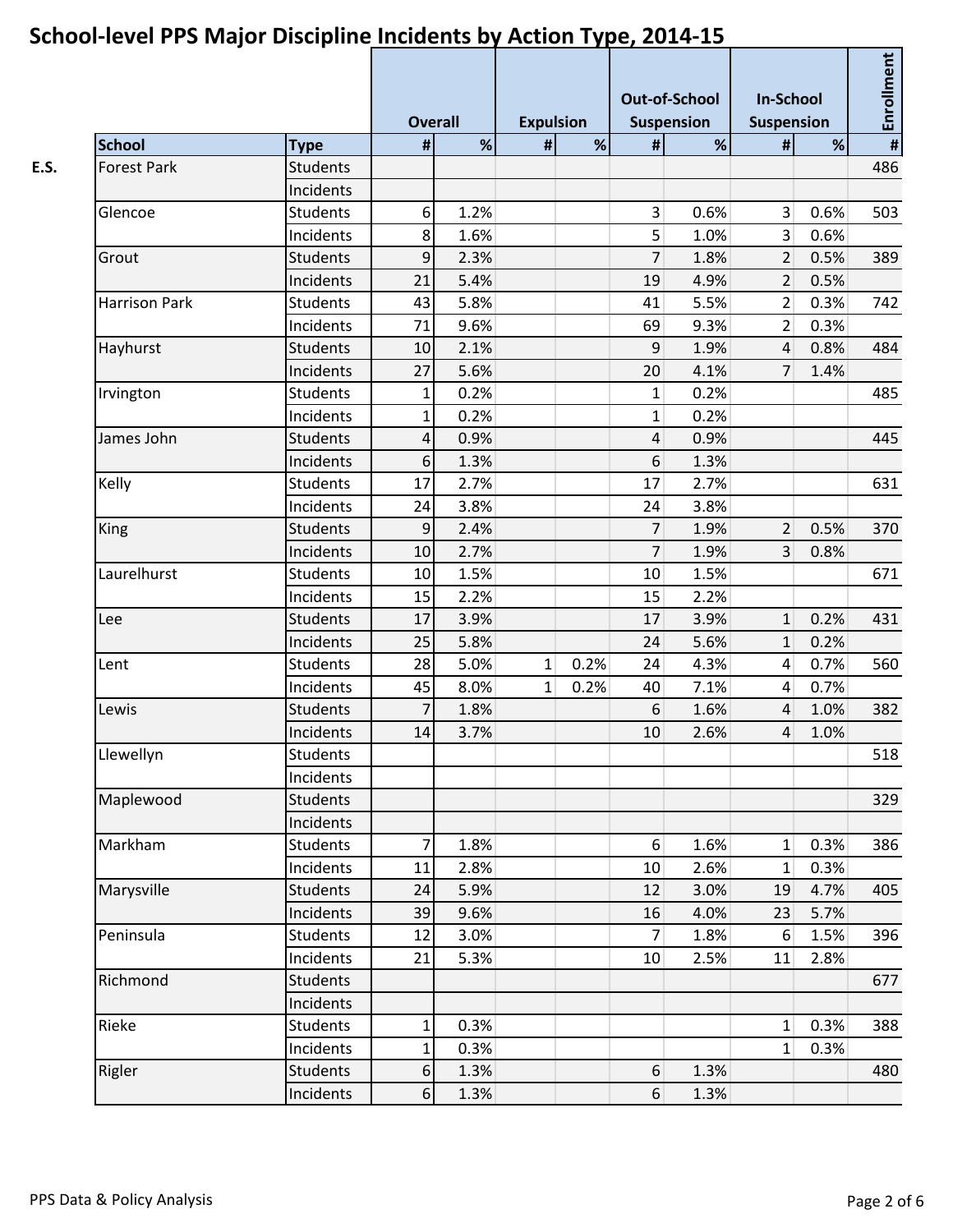# School-level PPS Major Discipline Incidents by Action Type, 2014-15

| | School | Type | Overall | | Expulsion | | Out-of-School Suspension | | In-School Suspension | | Enrollment |
|---|---|---|---|---|---|---|---|---|---|---|---|
| | | | # | % | # | % | # | % | # | % | # |
| E.S. | Forest Park | Students | | | | | | | | | 486 |
| | | Incidents | | | | | | | | | |
| | Glencoe | Students | 6 | 1.2% | | | 3 | 0.6% | 3 | 0.6% | 503 |
| | | Incidents | 8 | 1.6% | | | 5 | 1.0% | 3 | 0.6% | |
| | Grout | Students | 9 | 2.3% | | | 7 | 1.8% | 2 | 0.5% | 389 |
| | | Incidents | 21 | 5.4% | | | 19 | 4.9% | 2 | 0.5% | |
| | Harrison Park | Students | 43 | 5.8% | | | 41 | 5.5% | 2 | 0.3% | 742 |
| | | Incidents | 71 | 9.6% | | | 69 | 9.3% | 2 | 0.3% | |
| | Hayhurst | Students | 10 | 2.1% | | | 9 | 1.9% | 4 | 0.8% | 484 |
| | | Incidents | 27 | 5.6% | | | 20 | 4.1% | 7 | 1.4% | |
| | Irvington | Students | 1 | 0.2% | | | 1 | 0.2% | | | 485 |
| | | Incidents | 1 | 0.2% | | | 1 | 0.2% | | | |
| | James John | Students | 4 | 0.9% | | | 4 | 0.9% | | | 445 |
| | | Incidents | 6 | 1.3% | | | 6 | 1.3% | | | |
| | Kelly | Students | 17 | 2.7% | | | 17 | 2.7% | | | 631 |
| | | Incidents | 24 | 3.8% | | | 24 | 3.8% | | | |
| | King | Students | 9 | 2.4% | | | 7 | 1.9% | 2 | 0.5% | 370 |
| | | Incidents | 10 | 2.7% | | | 7 | 1.9% | 3 | 0.8% | |
| | Laurelhurst | Students | 10 | 1.5% | | | 10 | 1.5% | | | 671 |
| | | Incidents | 15 | 2.2% | | | 15 | 2.2% | | | |
| | Lee | Students | 17 | 3.9% | | | 17 | 3.9% | 1 | 0.2% | 431 |
| | | Incidents | 25 | 5.8% | | | 24 | 5.6% | 1 | 0.2% | |
| | Lent | Students | 28 | 5.0% | 1 | 0.2% | 24 | 4.3% | 4 | 0.7% | 560 |
| | | Incidents | 45 | 8.0% | 1 | 0.2% | 40 | 7.1% | 4 | 0.7% | |
| | Lewis | Students | 7 | 1.8% | | | 6 | 1.6% | 4 | 1.0% | 382 |
| | | Incidents | 14 | 3.7% | | | 10 | 2.6% | 4 | 1.0% | |
| | Llewellyn | Students | | | | | | | | | 518 |
| | | Incidents | | | | | | | | | |
| | Maplewood | Students | | | | | | | | | 329 |
| | | Incidents | | | | | | | | | |
| | Markham | Students | 7 | 1.8% | | | 6 | 1.6% | 1 | 0.3% | 386 |
| | | Incidents | 11 | 2.8% | | | 10 | 2.6% | 1 | 0.3% | |
| | Marysville | Students | 24 | 5.9% | | | 12 | 3.0% | 19 | 4.7% | 405 |
| | | Incidents | 39 | 9.6% | | | 16 | 4.0% | 23 | 5.7% | |
| | Peninsula | Students | 12 | 3.0% | | | 7 | 1.8% | 6 | 1.5% | 396 |
| | | Incidents | 21 | 5.3% | | | 10 | 2.5% | 11 | 2.8% | |
| | Richmond | Students | | | | | | | | | 677 |
| | | Incidents | | | | | | | | | |
| | Rieke | Students | 1 | 0.3% | | | | | 1 | 0.3% | 388 |
| | | Incidents | 1 | 0.3% | | | | | 1 | 0.3% | |
| | Rigler | Students | 6 | 1.3% | | | 6 | 1.3% | | | 480 |
| | | Incidents | 6 | 1.3% | | | 6 | 1.3% | | | |

PPS Data & Policy Analysis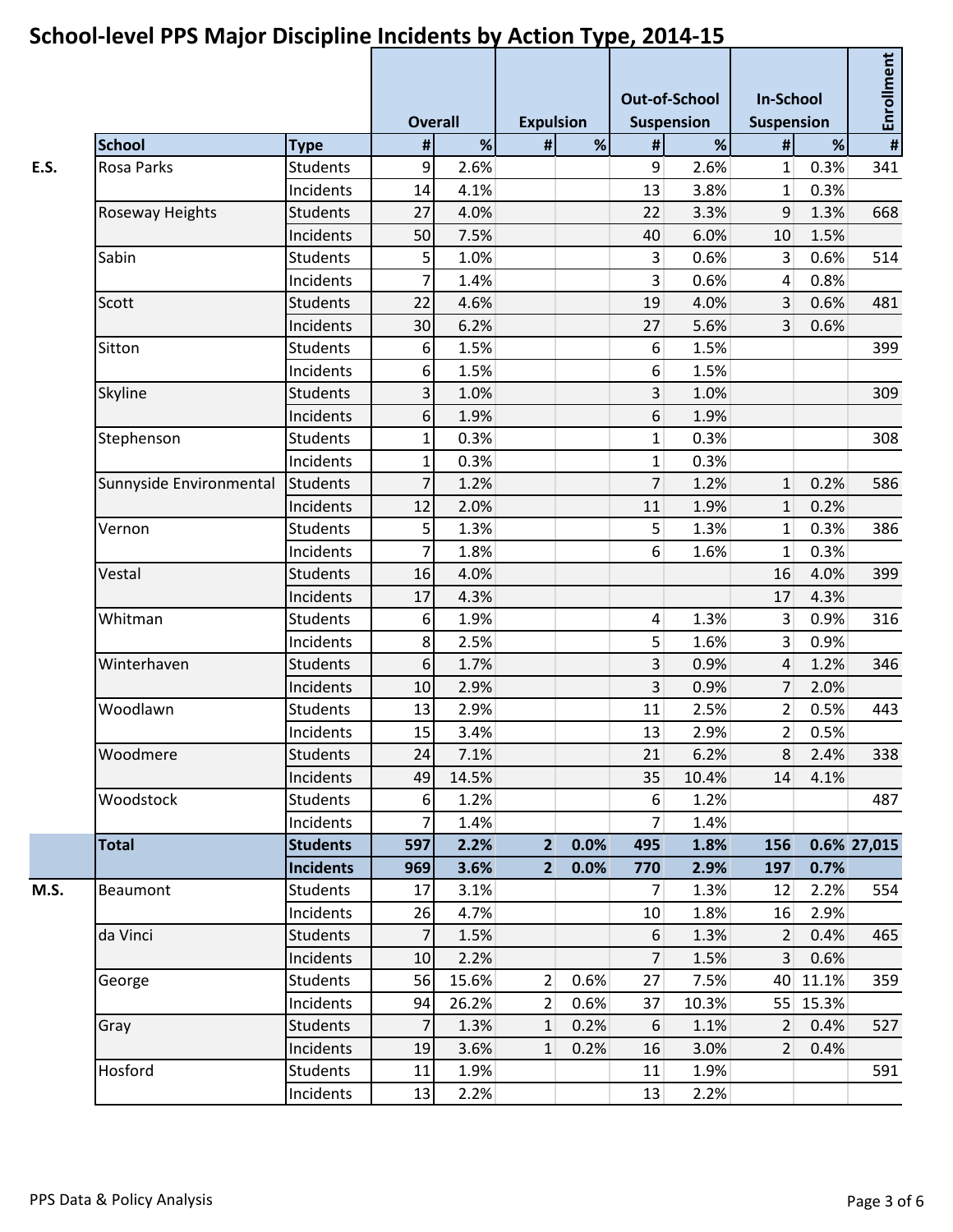# School-level PPS Major Discipline Incidents by Action Type, 2014-15

| | | | Overall | | Expulsion | | Out-of-School Suspension | | In-School Suspension | | Enrollment |
|---|---|---|---|---|---|---|---|---|---|---|---|
| | School | Type | # | % | # | % | # | % | # | % | # |
| E.S. | Rosa Parks | Students | 9 | 2.6% | | | 9 | 2.6% | 1 | 0.3% | 341 |
| | | Incidents | 14 | 4.1% | | | 13 | 3.8% | 1 | 0.3% | |
| | Roseway Heights | Students | 27 | 4.0% | | | 22 | 3.3% | 9 | 1.3% | 668 |
| | | Incidents | 50 | 7.5% | | | 40 | 6.0% | 10 | 1.5% | |
| | Sabin | Students | 5 | 1.0% | | | 3 | 0.6% | 3 | 0.6% | 514 |
| | | Incidents | 7 | 1.4% | | | 3 | 0.6% | 4 | 0.8% | |
| | Scott | Students | 22 | 4.6% | | | 19 | 4.0% | 3 | 0.6% | 481 |
| | | Incidents | 30 | 6.2% | | | 27 | 5.6% | 3 | 0.6% | |
| | Sitton | Students | 6 | 1.5% | | | 6 | 1.5% | | | 399 |
| | | Incidents | 6 | 1.5% | | | 6 | 1.5% | | | |
| | Skyline | Students | 3 | 1.0% | | | 3 | 1.0% | | | 309 |
| | | Incidents | 6 | 1.9% | | | 6 | 1.9% | | | |
| | Stephenson | Students | 1 | 0.3% | | | 1 | 0.3% | | | 308 |
| | | Incidents | 1 | 0.3% | | | 1 | 0.3% | | | |
| | Sunnyside Environmental | Students | 7 | 1.2% | | | 7 | 1.2% | 1 | 0.2% | 586 |
| | | Incidents | 12 | 2.0% | | | 11 | 1.9% | 1 | 0.2% | |
| | Vernon | Students | 5 | 1.3% | | | 5 | 1.3% | 1 | 0.3% | 386 |
| | | Incidents | 7 | 1.8% | | | 6 | 1.6% | 1 | 0.3% | |
| | Vestal | Students | 16 | 4.0% | | | | | 16 | 4.0% | 399 |
| | | Incidents | 17 | 4.3% | | | | | 17 | 4.3% | |
| | Whitman | Students | 6 | 1.9% | | | 4 | 1.3% | 3 | 0.9% | 316 |
| | | Incidents | 8 | 2.5% | | | 5 | 1.6% | 3 | 0.9% | |
| | Winterhaven | Students | 6 | 1.7% | | | 3 | 0.9% | 4 | 1.2% | 346 |
| | | Incidents | 10 | 2.9% | | | 3 | 0.9% | 7 | 2.0% | |
| | Woodlawn | Students | 13 | 2.9% | | | 11 | 2.5% | 2 | 0.5% | 443 |
| | | Incidents | 15 | 3.4% | | | 13 | 2.9% | 2 | 0.5% | |
| | Woodmere | Students | 24 | 7.1% | | | 21 | 6.2% | 8 | 2.4% | 338 |
| | | Incidents | 49 | 14.5% | | | 35 | 10.4% | 14 | 4.1% | |
| | Woodstock | Students | 6 | 1.2% | | | 6 | 1.2% | | | 487 |
| | | Incidents | 7 | 1.4% | | | 7 | 1.4% | | | |
| | **Total** | **Students** | **597** | **2.2%** | **2** | **0.0%** | **495** | **1.8%** | **156** | **0.6%** | **27,015** |
| | | **Incidents** | **969** | **3.6%** | **2** | **0.0%** | **770** | **2.9%** | **197** | **0.7%** | |
| M.S. | Beaumont | Students | 17 | 3.1% | | | 7 | 1.3% | 12 | 2.2% | 554 |
| | | Incidents | 26 | 4.7% | | | 10 | 1.8% | 16 | 2.9% | |
| | da Vinci | Students | 7 | 1.5% | | | 6 | 1.3% | 2 | 0.4% | 465 |
| | | Incidents | 10 | 2.2% | | | 7 | 1.5% | 3 | 0.6% | |
| | George | Students | 56 | 15.6% | 2 | 0.6% | 27 | 7.5% | 40 | 11.1% | 359 |
| | | Incidents | 94 | 26.2% | 2 | 0.6% | 37 | 10.3% | 55 | 15.3% | |
| | Gray | Students | 7 | 1.3% | 1 | 0.2% | 6 | 1.1% | 2 | 0.4% | 527 |
| | | Incidents | 19 | 3.6% | 1 | 0.2% | 16 | 3.0% | 2 | 0.4% | |
| | Hosford | Students | 11 | 1.9% | | | 11 | 1.9% | | | 591 |
| | | Incidents | 13 | 2.2% | | | 13 | 2.2% | | | |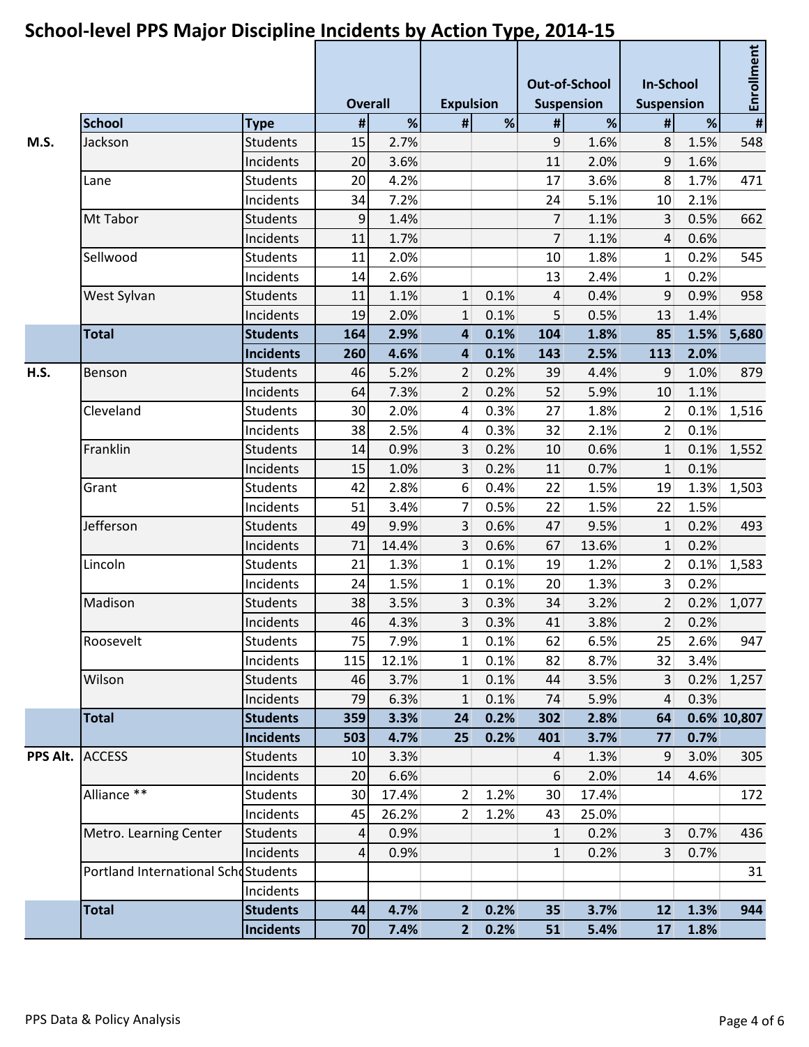# School-level PPS Major Discipline Incidents by Action Type, 2014-15

| | School | Type | Overall # | Overall % | Expulsion # | Expulsion % | Out-of-School Suspension # | Out-of-School Suspension % | In-School Suspension # | In-School Suspension % | Enrollment # |
|---|---|---|---|---|---|---|---|---|---|---|---|
| M.S. | Jackson | Students | 15 | 2.7% | | | 9 | 1.6% | 8 | 1.5% | 548 |
| | | Incidents | 20 | 3.6% | | | 11 | 2.0% | 9 | 1.6% | |
| | Lane | Students | 20 | 4.2% | | | 17 | 3.6% | 8 | 1.7% | 471 |
| | | Incidents | 34 | 7.2% | | | 24 | 5.1% | 10 | 2.1% | |
| | Mt Tabor | Students | 9 | 1.4% | | | 7 | 1.1% | 3 | 0.5% | 662 |
| | | Incidents | 11 | 1.7% | | | 7 | 1.1% | 4 | 0.6% | |
| | Sellwood | Students | 11 | 2.0% | | | 10 | 1.8% | 1 | 0.2% | 545 |
| | | Incidents | 14 | 2.6% | | | 13 | 2.4% | 1 | 0.2% | |
| | West Sylvan | Students | 11 | 1.1% | 1 | 0.1% | 4 | 0.4% | 9 | 0.9% | 958 |
| | | Incidents | 19 | 2.0% | 1 | 0.1% | 5 | 0.5% | 13 | 1.4% | |
| | **Total** | **Students** | **164** | **2.9%** | **4** | **0.1%** | **104** | **1.8%** | **85** | **1.5%** | **5,680** |
| | | **Incidents** | **260** | **4.6%** | **4** | **0.1%** | **143** | **2.5%** | **113** | **2.0%** | |
| H.S. | Benson | Students | 46 | 5.2% | 2 | 0.2% | 39 | 4.4% | 9 | 1.0% | 879 |
| | | Incidents | 64 | 7.3% | 2 | 0.2% | 52 | 5.9% | 10 | 1.1% | |
| | Cleveland | Students | 30 | 2.0% | 4 | 0.3% | 27 | 1.8% | 2 | 0.1% | 1,516 |
| | | Incidents | 38 | 2.5% | 4 | 0.3% | 32 | 2.1% | 2 | 0.1% | |
| | Franklin | Students | 14 | 0.9% | 3 | 0.2% | 10 | 0.6% | 1 | 0.1% | 1,552 |
| | | Incidents | 15 | 1.0% | 3 | 0.2% | 11 | 0.7% | 1 | 0.1% | |
| | Grant | Students | 42 | 2.8% | 6 | 0.4% | 22 | 1.5% | 19 | 1.3% | 1,503 |
| | | Incidents | 51 | 3.4% | 7 | 0.5% | 22 | 1.5% | 22 | 1.5% | |
| | Jefferson | Students | 49 | 9.9% | 3 | 0.6% | 47 | 9.5% | 1 | 0.2% | 493 |
| | | Incidents | 71 | 14.4% | 3 | 0.6% | 67 | 13.6% | 1 | 0.2% | |
| | Lincoln | Students | 21 | 1.3% | 1 | 0.1% | 19 | 1.2% | 2 | 0.1% | 1,583 |
| | | Incidents | 24 | 1.5% | 1 | 0.1% | 20 | 1.3% | 3 | 0.2% | |
| | Madison | Students | 38 | 3.5% | 3 | 0.3% | 34 | 3.2% | 2 | 0.2% | 1,077 |
| | | Incidents | 46 | 4.3% | 3 | 0.3% | 41 | 3.8% | 2 | 0.2% | |
| | Roosevelt | Students | 75 | 7.9% | 1 | 0.1% | 62 | 6.5% | 25 | 2.6% | 947 |
| | | Incidents | 115 | 12.1% | 1 | 0.1% | 82 | 8.7% | 32 | 3.4% | |
| | Wilson | Students | 46 | 3.7% | 1 | 0.1% | 44 | 3.5% | 3 | 0.2% | 1,257 |
| | | Incidents | 79 | 6.3% | 1 | 0.1% | 74 | 5.9% | 4 | 0.3% | |
| | **Total** | **Students** | **359** | **3.3%** | **24** | **0.2%** | **302** | **2.8%** | **64** | **0.6%** | **10,807** |
| | | **Incidents** | **503** | **4.7%** | **25** | **0.2%** | **401** | **3.7%** | **77** | **0.7%** | |
| PPS Alt. | ACCESS | Students | 10 | 3.3% | | | 4 | 1.3% | 9 | 3.0% | 305 |
| | | Incidents | 20 | 6.6% | | | 6 | 2.0% | 14 | 4.6% | |
| | Alliance ** | Students | 30 | 17.4% | 2 | 1.2% | 30 | 17.4% | | | 172 |
| | | Incidents | 45 | 26.2% | 2 | 1.2% | 43 | 25.0% | | | |
| | Metro. Learning Center | Students | 4 | 0.9% | | | 1 | 0.2% | 3 | 0.7% | 436 |
| | | Incidents | 4 | 0.9% | | | 1 | 0.2% | 3 | 0.7% | |
| | Portland International Scho | Students | | | | | | | | | 31 |
| | | Incidents | | | | | | | | | |
| | **Total** | **Students** | **44** | **4.7%** | **2** | **0.2%** | **35** | **3.7%** | **12** | **1.3%** | **944** |
| | | **Incidents** | **70** | **7.4%** | **2** | **0.2%** | **51** | **5.4%** | **17** | **1.8%** | |

PPS Data & Policy Analysis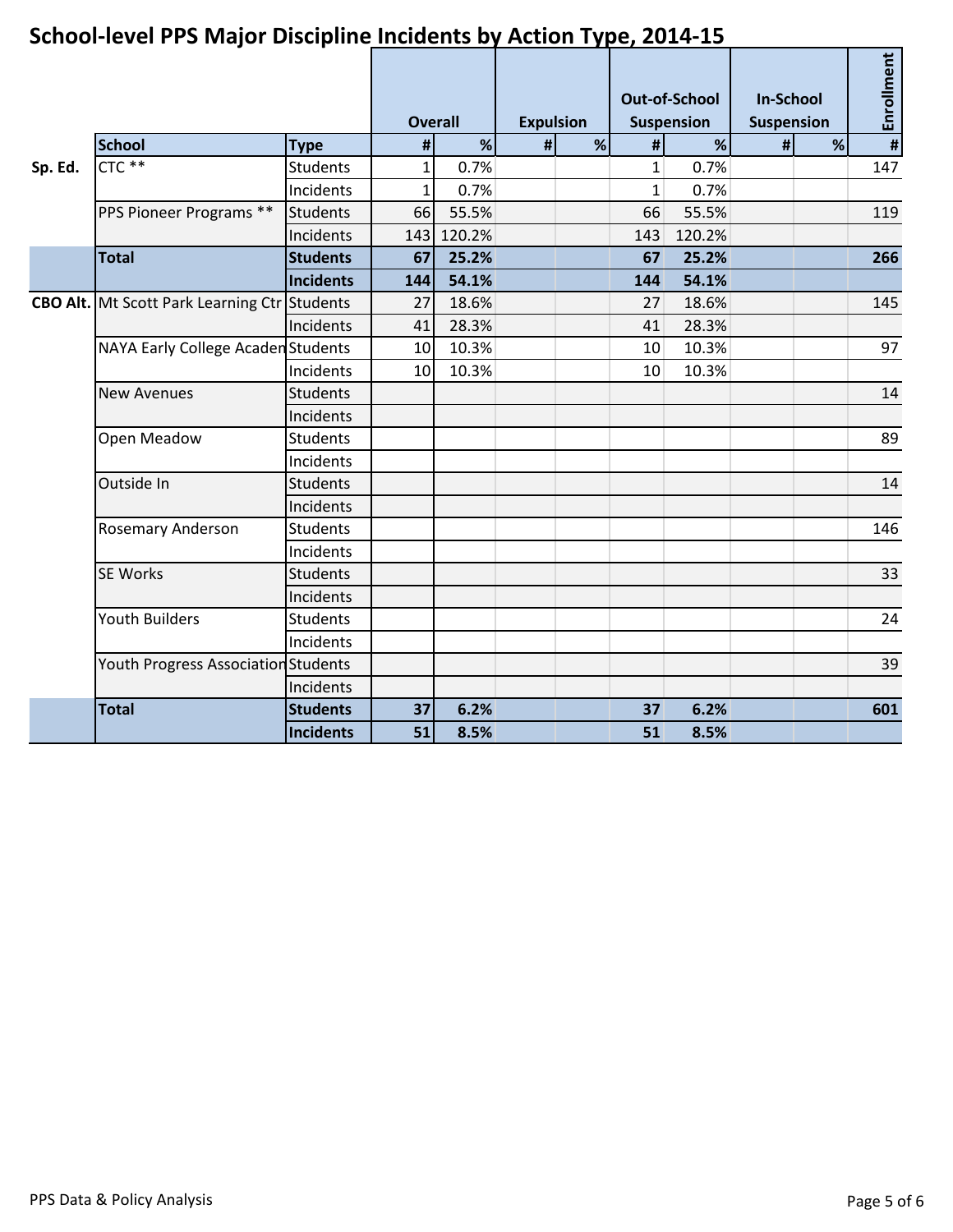# School-level PPS Major Discipline Incidents by Action Type, 2014-15

| | School | Type | Overall # | Overall % | Expulsion # | Expulsion % | Out-of-School Suspension # | Out-of-School Suspension % | In-School Suspension # | In-School Suspension % | Enrollment # |
|---|---|---|---|---|---|---|---|---|---|---|---|
| Sp. Ed. | CTC ** | Students | 1 | 0.7% | | | 1 | 0.7% | | | 147 |
| | | Incidents | 1 | 0.7% | | | 1 | 0.7% | | | |
| | PPS Pioneer Programs ** | Students | 66 | 55.5% | | | 66 | 55.5% | | | 119 |
| | | Incidents | 143 | 120.2% | | | 143 | 120.2% | | | |
| | **Total** | **Students** | **67** | **25.2%** | | | **67** | **25.2%** | | | **266** |
| | | **Incidents** | **144** | **54.1%** | | | **144** | **54.1%** | | | |
| CBO Alt. | Mt Scott Park Learning Ctr | Students | 27 | 18.6% | | | 27 | 18.6% | | | 145 |
| | | Incidents | 41 | 28.3% | | | 41 | 28.3% | | | |
| | NAYA Early College Academ | Students | 10 | 10.3% | | | 10 | 10.3% | | | 97 |
| | | Incidents | 10 | 10.3% | | | 10 | 10.3% | | | |
| | New Avenues | Students | | | | | | | | | 14 |
| | | Incidents | | | | | | | | | |
| | Open Meadow | Students | | | | | | | | | 89 |
| | | Incidents | | | | | | | | | |
| | Outside In | Students | | | | | | | | | 14 |
| | | Incidents | | | | | | | | | |
| | Rosemary Anderson | Students | | | | | | | | | 146 |
| | | Incidents | | | | | | | | | |
| | SE Works | Students | | | | | | | | | 33 |
| | | Incidents | | | | | | | | | |
| | Youth Builders | Students | | | | | | | | | 24 |
| | | Incidents | | | | | | | | | |
| | Youth Progress Association | Students | | | | | | | | | 39 |
| | | Incidents | | | | | | | | | |
| | **Total** | **Students** | **37** | **6.2%** | | | **37** | **6.2%** | | | **601** |
| | | **Incidents** | **51** | **8.5%** | | | **51** | **8.5%** | | | |

PPS Data & Policy Analysis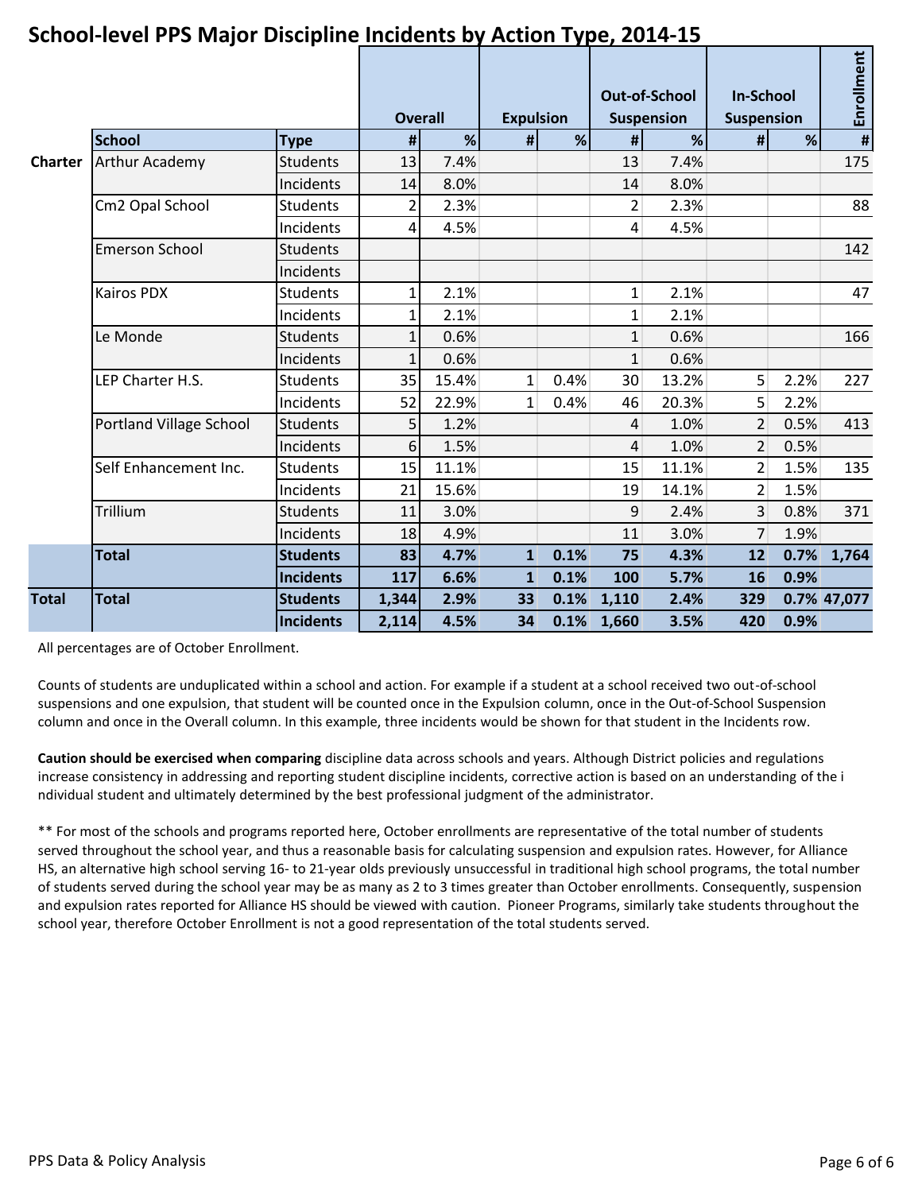## School-level PPS Major Discipline Incidents by Action Type, 2014-15

| | | | Overall | | Expulsion | | Out-of-School Suspension | | In-School Suspension | | Enrollment |
|---|---|---|---|---|---|---|---|---|---|---|---|
| | School | Type | # | % | # | % | # | % | # | % | # |
| Charter | Arthur Academy | Students | 13 | 7.4% | | | 13 | 7.4% | | | 175 |
| | | Incidents | 14 | 8.0% | | | 14 | 8.0% | | | |
| | Cm2 Opal School | Students | 2 | 2.3% | | | 2 | 2.3% | | | 88 |
| | | Incidents | 4 | 4.5% | | | 4 | 4.5% | | | |
| | Emerson School | Students | | | | | | | | | 142 |
| | | Incidents | | | | | | | | | |
| | Kairos PDX | Students | 1 | 2.1% | | | 1 | 2.1% | | | 47 |
| | | Incidents | 1 | 2.1% | | | 1 | 2.1% | | | |
| | Le Monde | Students | 1 | 0.6% | | | 1 | 0.6% | | | 166 |
| | | Incidents | 1 | 0.6% | | | 1 | 0.6% | | | |
| | LEP Charter H.S. | Students | 35 | 15.4% | 1 | 0.4% | 30 | 13.2% | 5 | 2.2% | 227 |
| | | Incidents | 52 | 22.9% | 1 | 0.4% | 46 | 20.3% | 5 | 2.2% | |
| | Portland Village School | Students | 5 | 1.2% | | | 4 | 1.0% | 2 | 0.5% | 413 |
| | | Incidents | 6 | 1.5% | | | 4 | 1.0% | 2 | 0.5% | |
| | Self Enhancement Inc. | Students | 15 | 11.1% | | | 15 | 11.1% | 2 | 1.5% | 135 |
| | | Incidents | 21 | 15.6% | | | 19 | 14.1% | 2 | 1.5% | |
| | Trillium | Students | 11 | 3.0% | | | 9 | 2.4% | 3 | 0.8% | 371 |
| | | Incidents | 18 | 4.9% | | | 11 | 3.0% | 7 | 1.9% | |
| | **Total** | **Students** | **83** | **4.7%** | **1** | **0.1%** | **75** | **4.3%** | **12** | **0.7%** | **1,764** |
| | | **Incidents** | **117** | **6.6%** | **1** | **0.1%** | **100** | **5.7%** | **16** | **0.9%** | |
| **Total** | **Total** | **Students** | **1,344** | **2.9%** | **33** | **0.1%** | **1,110** | **2.4%** | **329** | **0.7%** | **47,077** |
| | | **Incidents** | **2,114** | **4.5%** | **34** | **0.1%** | **1,660** | **3.5%** | **420** | **0.9%** | |

All percentages are of October Enrollment.

Counts of students are unduplicated within a school and action. For example if a student at a school received two out-of-school suspensions and one expulsion, that student will be counted once in the Expulsion column, once in the Out-of-School Suspension column and once in the Overall column. In this example, three incidents would be shown for that student in the Incidents row.

**Caution should be exercised when comparing** discipline data across schools and years. Although District policies and regulations increase consistency in addressing and reporting student discipline incidents, corrective action is based on an understanding of the individual student and ultimately determined by the best professional judgment of the administrator.

** For most of the schools and programs reported here, October enrollments are representative of the total number of students served throughout the school year, and thus a reasonable basis for calculating suspension and expulsion rates. However, for Alliance HS, an alternative high school serving 16- to 21-year olds previously unsuccessful in traditional high school programs, the total number of students served during the school year may be as many as 2 to 3 times greater than October enrollments. Consequently, suspension and expulsion rates reported for Alliance HS should be viewed with caution. Pioneer Programs, similarly take students throughout the school year, therefore October Enrollment is not a good representation of the total students served.

PPS Data & Policy Analysis